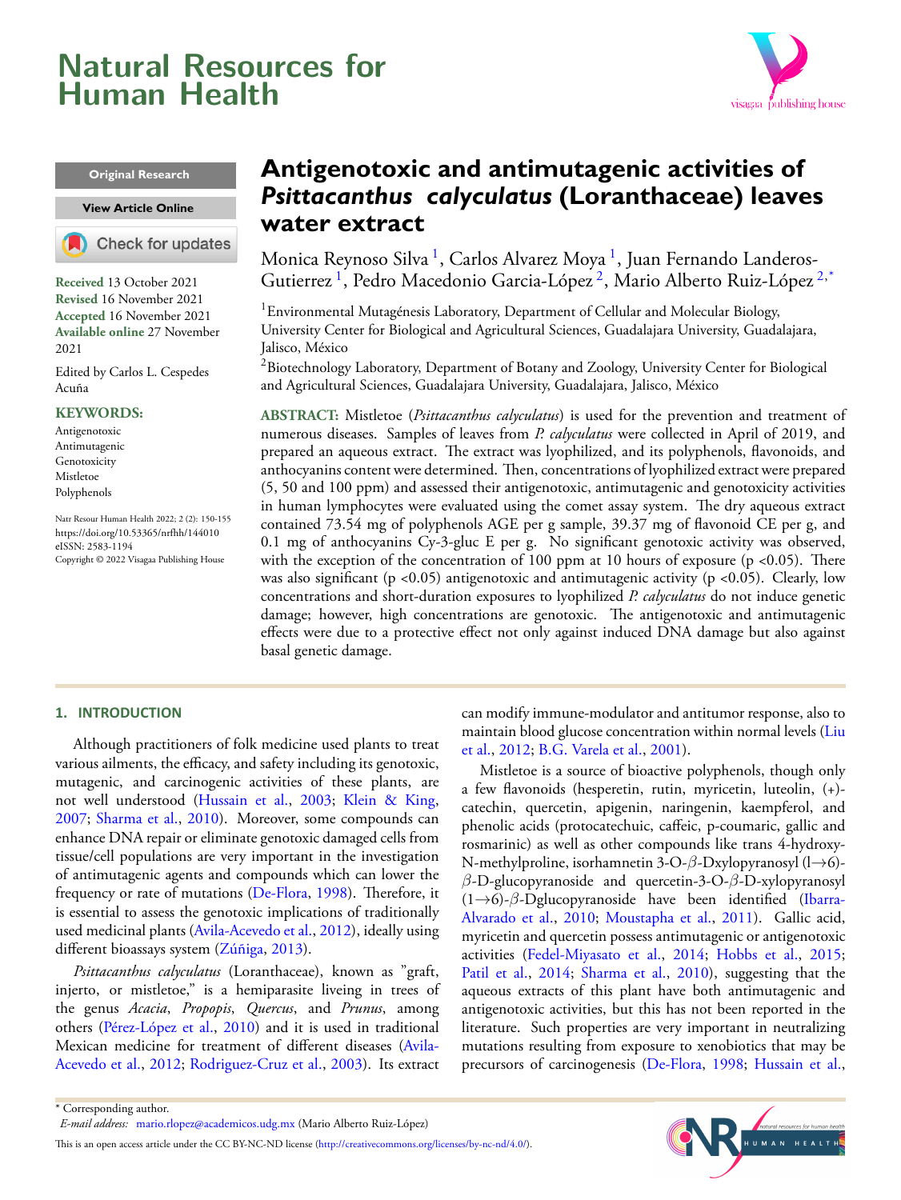# Antigenotoxic and antimutagenic activities of *Psittacanthus calyculatus* (Loranthaceae) leaves water extract

Monica Reynoso Silva [1], Carlos Alvarez Moya [1], Juan Fernando Landeros-Gutierrez [1], Pedro Macedonio Garcia-López [2], Mario Alberto Ruiz-López [2,*]

[1]Environmental Mutagénesis Laboratory, Department of Cellular and Molecular Biology, University Center for Biological and Agricultural Sciences, Guadalajara University, Guadalajara, Jalisco, México

[2]Biotechnology Laboratory, Department of Botany and Zoology, University Center for Biological and Agricultural Sciences, Guadalajara University, Guadalajara, Jalisco, México

Original Research

**Received** 13 October 2021
**Revised** 16 November 2021
**Accepted** 16 November 2021
**Available online** 27 November 2021

Edited by Carlos L. Cespedes Acuña

**KEYWORDS:**
Antigenotoxic
Antimutagenic
Genotoxicity
Mistletoe
Polyphenols

Natr Resour Human Health 2022; 2 (2): 150-155
https://doi.org/10.53365/nrfhh/144010
eISSN: 2583-1194
Copyright © 2022 Visagaa Publishing House

**ABSTRACT:** Mistletoe (*Psittacanthus calyculatus*) is used for the prevention and treatment of numerous diseases. Samples of leaves from *P. calyculatus* were collected in April of 2019, and prepared an aqueous extract. The extract was lyophilized, and its polyphenols, flavonoids, and anthocyanins content were determined. Then, concentrations of lyophilized extract were prepared (5, 50 and 100 ppm) and assessed their antigenotoxic, antimutagenic and genotoxicity activities in human lymphocytes were evaluated using the comet assay system. The dry aqueous extract contained 73.54 mg of polyphenols AGE per g sample, 39.37 mg of flavonoid CE per g, and 0.1 mg of anthocyanins Cy-3-gluc E per g. No significant genotoxic activity was observed, with the exception of the concentration of 100 ppm at 10 hours of exposure ($p < 0.05$). There was also significant ($p < 0.05$) antigenotoxic and antimutagenic activity ($p < 0.05$). Clearly, low concentrations and short-duration exposures to lyophilized *P. calyculatus* do not induce genetic damage; however, high concentrations are genotoxic. The antigenotoxic and antimutagenic effects were due to a protective effect not only against induced DNA damage but also against basal genetic damage.

## 1. INTRODUCTION

Although practitioners of folk medicine used plants to treat various ailments, the efficacy, and safety including its genotoxic, mutagenic, and carcinogenic activities of these plants, are not well understood (Hussain et al., 2003; Klein & King, 2007; Sharma et al., 2010). Moreover, some compounds can enhance DNA repair or eliminate genotoxic damaged cells from tissue/cell populations are very important in the investigation of antimutagenic agents and compounds which can lower the frequency or rate of mutations (De-Flora, 1998). Therefore, it is essential to assess the genotoxic implications of traditionally used medicinal plants (Avila-Acevedo et al., 2012), ideally using different bioassays system (Zúñiga, 2013).

*Psittacanthus calyculatus* (Loranthaceae), known as "graft, injerto, or mistletoe," is a hemiparasite liveing in trees of the genus *Acacia*, *Propopis*, *Quercus*, and *Prunus*, among others (Pérez-López et al., 2010) and it is used in traditional Mexican medicine for treatment of different diseases (Avila-Acevedo et al., 2012; Rodriguez-Cruz et al., 2003). Its extract can modify immune-modulator and antitumor response, also to maintain blood glucose concentration within normal levels (Liu et al., 2012; B.G. Varela et al., 2001).

Mistletoe is a source of bioactive polyphenols, though only a few flavonoids (hesperetin, rutin, myricetin, luteolin, (+)-catechin, quercetin, apigenin, naringenin, kaempferol, and phenolic acids (protocatechuic, caffeic, p-coumaric, gallic and rosmarinic) as well as other compounds like trans 4-hydroxy-N-methylproline, isorhamnetin 3-O-$\beta$-Dxylopyranosyl (l→6)-$\beta$-D-glucopyranoside and quercetin-3-O-$\beta$-D-xylopyranosyl (1→6)-$\beta$-Dglucopyranoside have been identified (Ibarra-Alvarado et al., 2010; Moustapha et al., 2011). Gallic acid, myricetin and quercetin possess antimutagenic or antigenotoxic activities (Fedel-Miyasato et al., 2014; Hobbs et al., 2015; Patil et al., 2014; Sharma et al., 2010), suggesting that the aqueous extracts of this plant have both antimutagenic and antigenotoxic activities, but this has not been reported in the literature. Such properties are very important in neutralizing mutations resulting from exposure to xenobiotics that may be precursors of carcinogenesis (De-Flora, 1998; Hussain et al.,

\* Corresponding author.
*E-mail address:* mario.rlopez@academicos.udg.mx (Mario Alberto Ruiz-López)

This is an open access article under the CC BY-NC-ND license (http://creativecommons.org/licenses/by-nc-nd/4.0/).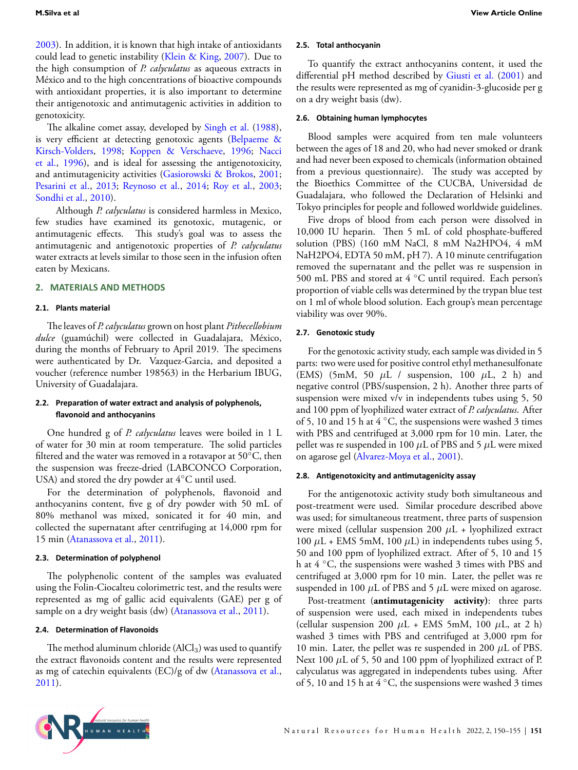2003). In addition, it is known that high intake of antioxidants could lead to genetic instability (Klein & King, 2007). Due to the high consumption of *P. calyculatus* as aqueous extracts in México and to the high concentrations of bioactive compounds with antioxidant properties, it is also important to determine their antigenotoxic and antimutagenic activities in addition to genotoxicity.

The alkaline comet assay, developed by Singh et al. (1988), is very efficient at detecting genotoxic agents (Belpaeme & Kirsch-Volders, 1998; Koppen & Verschaeve, 1996; Nacci et al., 1996), and is ideal for assessing the antigenotoxicity, and antimutagenicity activities (Gasiorowski & Brokos, 2001; Pesarini et al., 2013; Reynoso et al., 2014; Roy et al., 2003; Sondhi et al., 2010).

Although *P. calyculatus* is considered harmless in Mexico, few studies have examined its genotoxic, mutagenic, or antimutagenic effects. This study's goal was to assess the antimutagenic and antigenotoxic properties of *P. calyculatus* water extracts at levels similar to those seen in the infusion often eaten by Mexicans.

## 2. MATERIALS AND METHODS

### 2.1. Plants material

The leaves of *P. calyculatus* grown on host plant *Pithecellobium dulce* (guamúchil) were collected in Guadalajara, México, during the months of February to April 2019. The specimens were authenticated by Dr. Vazquez-Garcia, and deposited a voucher (reference number 198563) in the Herbarium IBUG, University of Guadalajara.

### 2.2. Preparation of water extract and analysis of polyphenols, flavonoid and anthocyanins

One hundred g of *P. calyculatus* leaves were boiled in 1 L of water for 30 min at room temperature. The solid particles filtered and the water was removed in a rotavapor at 50°C, then the suspension was freeze-dried (LABCONCO Corporation, USA) and stored the dry powder at 4°C until used.

For the determination of polyphenols, flavonoid and anthocyanins content, five g of dry powder with 50 mL of 80% methanol was mixed, sonicated it for 40 min, and collected the supernatant after centrifuging at 14,000 rpm for 15 min (Atanassova et al., 2011).

### 2.3. Determination of polyphenol

The polyphenolic content of the samples was evaluated using the Folin-Ciocalteu colorimetric test, and the results were represented as mg of gallic acid equivalents (GAE) per g of sample on a dry weight basis (dw) (Atanassova et al., 2011).

### 2.4. Determination of Flavonoids

The method aluminum chloride ($AlCl_3$) was used to quantify the extract flavonoids content and the results were represented as mg of catechin equivalents (EC)/g of dw (Atanassova et al., 2011).

### 2.5. Total anthocyanin

To quantify the extract anthocyanins content, it used the differential pH method described by Giusti et al. (2001) and the results were represented as mg of cyanidin-3-glucoside per g on a dry weight basis (dw).

### 2.6. Obtaining human lymphocytes

Blood samples were acquired from ten male volunteers between the ages of 18 and 20, who had never smoked or drank and had never been exposed to chemicals (information obtained from a previous questionnaire). The study was accepted by the Bioethics Committee of the CUCBA, Universidad de Guadalajara, who followed the Declaration of Helsinki and Tokyo principles for people and followed worldwide guidelines.

Five drops of blood from each person were dissolved in 10,000 IU heparin. Then 5 mL of cold phosphate-buffered solution (PBS) (160 mM NaCl, 8 mM Na2HPO4, 4 mM NaH2PO4, EDTA 50 mM, pH 7). A 10 minute centrifugation removed the supernatant and the pellet was re suspension in 500 mL PBS and stored at 4 °C until required. Each person's proportion of viable cells was determined by the trypan blue test on 1 ml of whole blood solution. Each group's mean percentage viability was over 90%.

### 2.7. Genotoxic study

For the genotoxic activity study, each sample was divided in 5 parts: two were used for positive control ethyl methanesulfonate (EMS) (5mM, 50 $\mu$L / suspension, 100 $\mu$L, 2 h) and negative control (PBS/suspension, 2 h). Another three parts of suspension were mixed v/v in independents tubes using 5, 50 and 100 ppm of lyophilized water extract of *P. calyculatus*. After of 5, 10 and 15 h at 4 °C, the suspensions were washed 3 times with PBS and centrifuged at 3,000 rpm for 10 min. Later, the pellet was re suspended in 100 $\mu$L of PBS and 5 $\mu$L were mixed on agarose gel (Alvarez-Moya et al., 2001).

### 2.8. Antigenotoxicity and antimutagenicity assay

For the antigenotoxic activity study both simultaneous and post-treatment were used. Similar procedure described above was used; for simultaneous treatment, three parts of suspension were mixed (cellular suspension 200 $\mu$L + lyophilized extract 100 $\mu$L + EMS 5mM, 100 $\mu$L) in independents tubes using 5, 50 and 100 ppm of lyophilized extract. After of 5, 10 and 15 h at 4 °C, the suspensions were washed 3 times with PBS and centrifuged at 3,000 rpm for 10 min. Later, the pellet was re suspended in 100 $\mu$L of PBS and 5 $\mu$L were mixed on agarose.

Post-treatment (**antimutagenicity activity**): three parts of suspension were used, each mixed in independents tubes (cellular suspension 200 $\mu$L + EMS 5mM, 100 $\mu$L, at 2 h) washed 3 times with PBS and centrifuged at 3,000 rpm for 10 min. Later, the pellet was re suspended in 200 $\mu$L of PBS. Next 100 $\mu$L of 5, 50 and 100 ppm of lyophilized extract of P. calyculatus was aggregated in independents tubes using. After of 5, 10 and 15 h at 4 °C, the suspensions were washed 3 times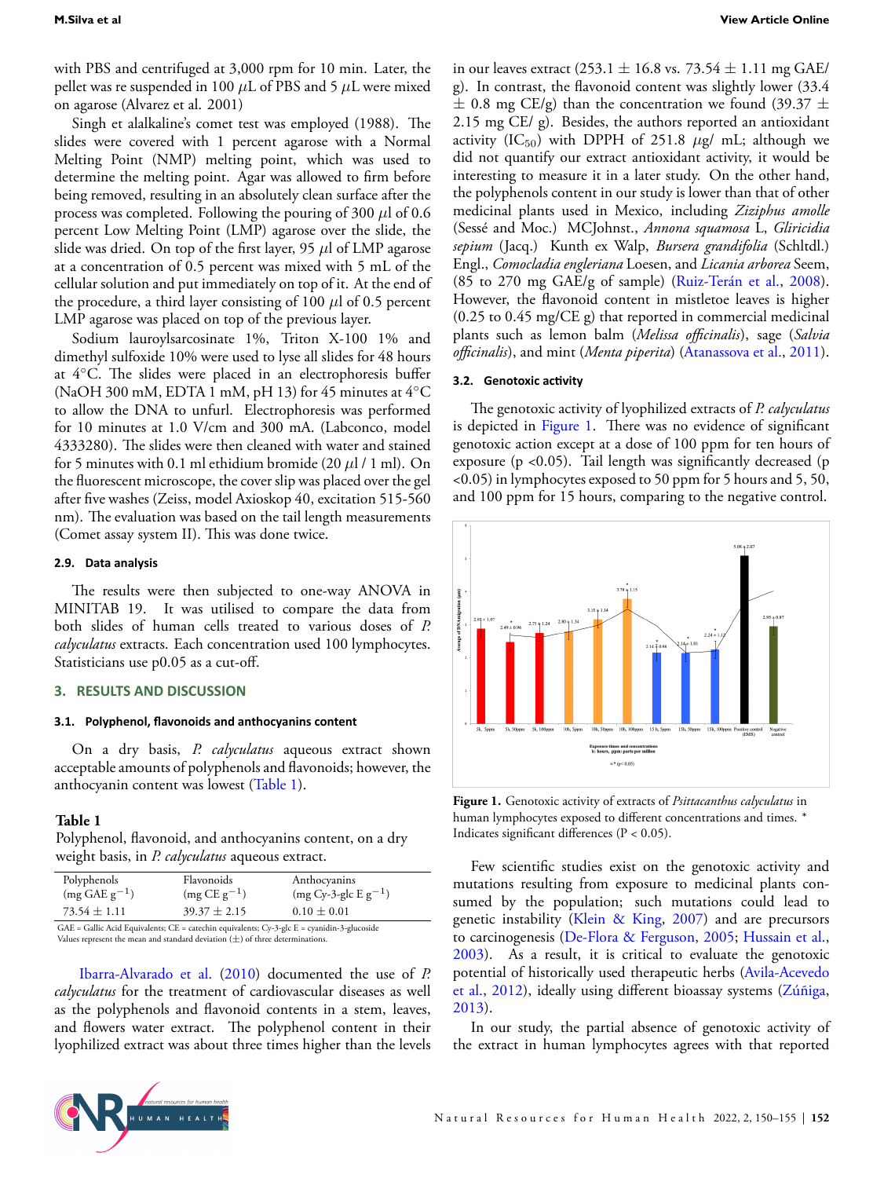with PBS and centrifuged at 3,000 rpm for 10 min. Later, the pellet was re suspended in 100 $\mu$L of PBS and 5 $\mu$L were mixed on agarose (Alvarez et al. 2001)

Singh et alalkaline's comet test was employed (1988). The slides were covered with 1 percent agarose with a Normal Melting Point (NMP) melting point, which was used to determine the melting point. Agar was allowed to firm before being removed, resulting in an absolutely clean surface after the process was completed. Following the pouring of 300 $\mu$l of 0.6 percent Low Melting Point (LMP) agarose over the slide, the slide was dried. On top of the first layer, 95 $\mu$l of LMP agarose at a concentration of 0.5 percent was mixed with 5 mL of the cellular solution and put immediately on top of it. At the end of the procedure, a third layer consisting of 100 $\mu$l of 0.5 percent LMP agarose was placed on top of the previous layer.

Sodium lauroylsarcosinate 1%, Triton X-100 1% and dimethyl sulfoxide 10% were used to lyse all slides for 48 hours at 4°C. The slides were placed in an electrophoresis buffer (NaOH 300 mM, EDTA 1 mM, pH 13) for 45 minutes at 4°C to allow the DNA to unfurl. Electrophoresis was performed for 10 minutes at 1.0 V/cm and 300 mA. (Labconco, model 4333280). The slides were then cleaned with water and stained for 5 minutes with 0.1 ml ethidium bromide (20 $\mu$l / 1 ml). On the fluorescent microscope, the cover slip was placed over the gel after five washes (Zeiss, model Axioskop 40, excitation 515-560 nm). The evaluation was based on the tail length measurements (Comet assay system II). This was done twice.

### 2.9. Data analysis

The results were then subjected to one-way ANOVA in MINITAB 19. It was utilised to compare the data from both slides of human cells treated to various doses of *P. calyculatus* extracts. Each concentration used 100 lymphocytes. Statisticians use p0.05 as a cut-off.

## 3. RESULTS AND DISCUSSION

### 3.1. Polyphenol, flavonoids and anthocyanins content

On a dry basis, *P. calyculatus* aqueous extract shown acceptable amounts of polyphenols and flavonoids; however, the anthocyanin content was lowest (Table 1).

**Table 1**
Polyphenol, flavonoid, and anthocyanins content, on a dry weight basis, in *P. calyculatus* aqueous extract.

| Polyphenols (mg GAE $g^{-1}$) | Flavonoids (mg CE $g^{-1}$) | Anthocyanins (mg Cy-3-glc E $g^{-1}$) |
|---|---|---|
| 73.54 ± 1.11 | 39.37 ± 2.15 | 0.10 ± 0.01 |

GAE = Gallic Acid Equivalents; CE = catechin equivalents; Cy-3-glc E = cyanidin-3-glucoside
Values represent the mean and standard deviation (±) of three determinations.

Ibarra-Alvarado et al. (2010) documented the use of *P. calyculatus* for the treatment of cardiovascular diseases as well as the polyphenols and flavonoid contents in a stem, leaves, and flowers water extract. The polyphenol content in their lyophilized extract was about three times higher than the levels in our leaves extract (253.1 ± 16.8 vs. 73.54 ± 1.11 mg GAE/ g). In contrast, the flavonoid content was slightly lower (33.4 ± 0.8 mg CE/g) than the concentration we found (39.37 ± 2.15 mg CE/ g). Besides, the authors reported an antioxidant activity ($IC_{50}$) with DPPH of 251.8 $\mu$g/ mL; although we did not quantify our extract antioxidant activity, it would be interesting to measure it in a later study. On the other hand, the polyphenols content in our study is lower than that of other medicinal plants used in Mexico, including *Ziziphus amolle* (Sessé and Moc.) MCJohnst., *Annona squamosa* L, *Gliricidia sepium* (Jacq.) Kunth ex Walp, *Bursera grandifolia* (Schltdl.) Engl., *Comocladia engleriana* Loesen, and *Licania arborea* Seem, (85 to 270 mg GAE/g of sample) (Ruiz-Terán et al., 2008). However, the flavonoid content in mistletoe leaves is higher (0.25 to 0.45 mg/CE g) that reported in commercial medicinal plants such as lemon balm (*Melissa officinalis*), sage (*Salvia officinalis*), and mint (*Menta piperita*) (Atanassova et al., 2011).

### 3.2. Genotoxic activity

The genotoxic activity of lyophilized extracts of *P. calyculatus* is depicted in Figure 1. There was no evidence of significant genotoxic action except at a dose of 100 ppm for ten hours of exposure (p <0.05). Tail length was significantly decreased (p <0.05) in lymphocytes exposed to 50 ppm for 5 hours and 5, 50, and 100 ppm for 15 hours, comparing to the negative control.

**Figure 1.** Genotoxic activity of extracts of *Psittacanthus calyculatus* in human lymphocytes exposed to different concentrations and times. * Indicates significant differences (P < 0.05).

Few scientific studies exist on the genotoxic activity and mutations resulting from exposure to medicinal plants consumed by the population; such mutations could lead to genetic instability (Klein & King, 2007) and are precursors to carcinogenesis (De-Flora & Ferguson, 2005; Hussain et al., 2003). As a result, it is critical to evaluate the genotoxic potential of historically used therapeutic herbs (Avila-Acevedo et al., 2012), ideally using different bioassay systems (Zúñiga, 2013).

In our study, the partial absence of genotoxic activity of the extract in human lymphocytes agrees with that reported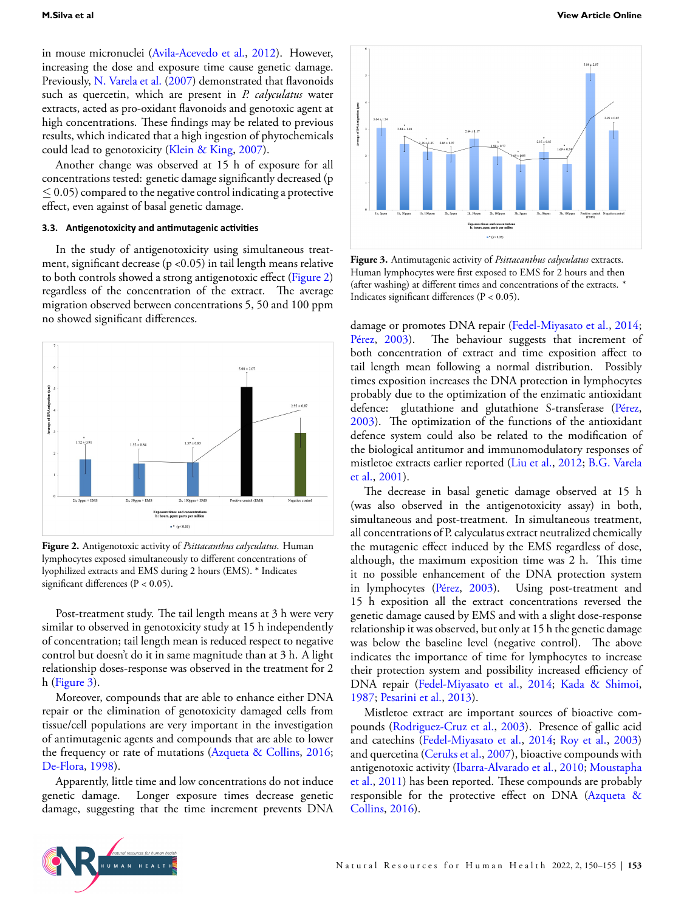in mouse micronuclei (Avila-Acevedo et al., 2012). However, increasing the dose and exposure time cause genetic damage. Previously, N. Varela et al. (2007) demonstrated that flavonoids such as quercetin, which are present in *P. calyculatus* water extracts, acted as pro-oxidant flavonoids and genotoxic agent at high concentrations. These findings may be related to previous results, which indicated that a high ingestion of phytochemicals could lead to genotoxicity (Klein & King, 2007).

Another change was observed at 15 h of exposure for all concentrations tested: genetic damage significantly decreased ($p \leq 0.05$) compared to the negative control indicating a protective effect, even against of basal genetic damage.

### 3.3. Antigenotoxicity and antimutagenic activities

In the study of antigenotoxicity using simultaneous treatment, significant decrease ($p < 0.05$) in tail length means relative to both controls showed a strong antigenotoxic effect (Figure 2) regardless of the concentration of the extract. The average migration observed between concentrations 5, 50 and 100 ppm no showed significant differences.

**Figure 2.** Antigenotoxic activity of *Psittacanthus calyculatus*. Human lymphocytes exposed simultaneously to different concentrations of lyophilized extracts and EMS during 2 hours (EMS). * Indicates significant differences (P < 0.05).

Post-treatment study. The tail length means at 3 h were very similar to observed in genotoxicity study at 15 h independently of concentration; tail length mean is reduced respect to negative control but doesn't do it in same magnitude than at 3 h. A light relationship doses-response was observed in the treatment for 2 h (Figure 3).

Moreover, compounds that are able to enhance either DNA repair or the elimination of genotoxicity damaged cells from tissue/cell populations are very important in the investigation of antimutagenic agents and compounds that are able to lower the frequency or rate of mutations (Azqueta & Collins, 2016; De-Flora, 1998).

Apparently, little time and low concentrations do not induce genetic damage. Longer exposure times decrease genetic damage, suggesting that the time increment prevents DNA

**Figure 3.** Antimutagenic activity of *Psittacanthus calyculatus* extracts. Human lymphocytes were first exposed to EMS for 2 hours and then (after washing) at different times and concentrations of the extracts. * Indicates significant differences (P < 0.05).

damage or promotes DNA repair (Fedel-Miyasato et al., 2014; Pérez, 2003). The behaviour suggests that increment of both concentration of extract and time exposition affect to tail length mean following a normal distribution. Possibly times exposition increases the DNA protection in lymphocytes probably due to the optimization of the enzimatic antioxidant defence: glutathione and glutathione S-transferase (Pérez, 2003). The optimization of the functions of the antioxidant defence system could also be related to the modification of the biological antitumor and immunomodulatory responses of mistletoe extracts earlier reported (Liu et al., 2012; B.G. Varela et al., 2001).

The decrease in basal genetic damage observed at 15 h (was also observed in the antigenotoxicity assay) in both, simultaneous and post-treatment. In simultaneous treatment, all concentrations of P. calyculatus extract neutralized chemically the mutagenic effect induced by the EMS regardless of dose, although, the maximum exposition time was 2 h. This time it no possible enhancement of the DNA protection system in lymphocytes (Pérez, 2003). Using post-treatment and 15 h exposition all the extract concentrations reversed the genetic damage caused by EMS and with a slight dose-response relationship it was observed, but only at 15 h the genetic damage was below the baseline level (negative control). The above indicates the importance of time for lymphocytes to increase their protection system and possibility increased efficiency of DNA repair (Fedel-Miyasato et al., 2014; Kada & Shimoi, 1987; Pesarini et al., 2013).

Mistletoe extract are important sources of bioactive compounds (Rodriguez-Cruz et al., 2003). Presence of gallic acid and catechins (Fedel-Miyasato et al., 2014; Roy et al., 2003) and quercetina (Ceruks et al., 2007), bioactive compounds with antigenotoxic activity (Ibarra-Alvarado et al., 2010; Moustapha et al., 2011) has been reported. These compounds are probably responsible for the protective effect on DNA (Azqueta & Collins, 2016).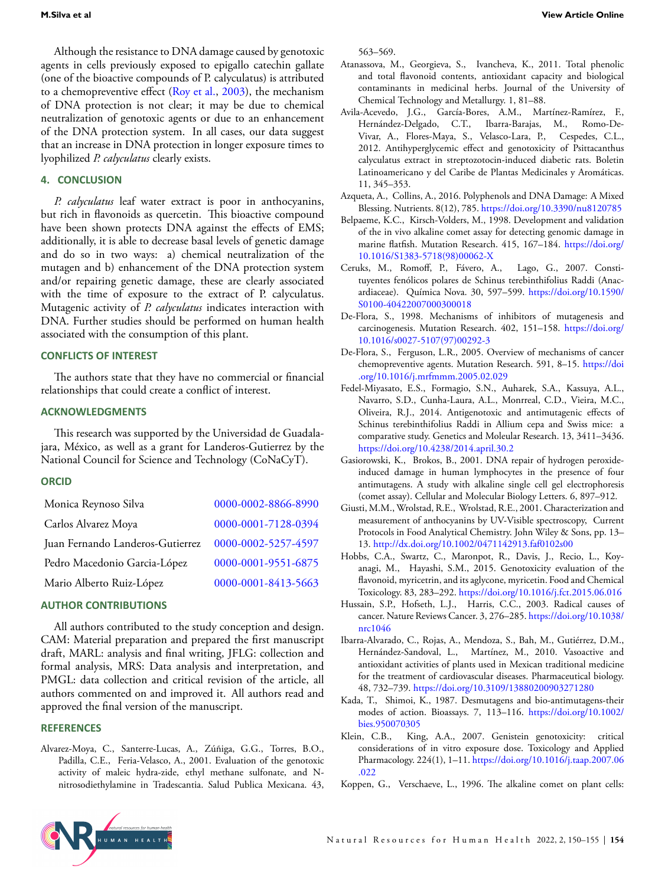Although the resistance to DNA damage caused by genotoxic agents in cells previously exposed to epigallo catechin gallate (one of the bioactive compounds of P. calyculatus) is attributed to a chemopreventive effect (Roy et al., 2003), the mechanism of DNA protection is not clear; it may be due to chemical neutralization of genotoxic agents or due to an enhancement of the DNA protection system. In all cases, our data suggest that an increase in DNA protection in longer exposure times to lyophilized *P. calyculatus* clearly exists.

## 4. CONCLUSION

*P. calyculatus* leaf water extract is poor in anthocyanins, but rich in flavonoids as quercetin. This bioactive compound have been shown protects DNA against the effects of EMS; additionally, it is able to decrease basal levels of genetic damage and do so in two ways: a) chemical neutralization of the mutagen and b) enhancement of the DNA protection system and/or repairing genetic damage, these are clearly associated with the time of exposure to the extract of P. calyculatus. Mutagenic activity of *P. calyculatus* indicates interaction with DNA. Further studies should be performed on human health associated with the consumption of this plant.

## CONFLICTS OF INTEREST

The authors state that they have no commercial or financial relationships that could create a conflict of interest.

## ACKNOWLEDGMENTS

This research was supported by the Universidad de Guadalajara, México, as well as a grant for Landeros-Gutierrez by the National Council for Science and Technology (CoNaCyT).

## ORCID

| | |
|---|---|
| Monica Reynoso Silva | 0000-0002-8866-8990 |
| Carlos Alvarez Moya | 0000-0001-7128-0394 |
| Juan Fernando Landeros-Gutierrez | 0000-0002-5257-4597 |
| Pedro Macedonio Garcia-López | 0000-0001-9551-6875 |
| Mario Alberto Ruiz-López | 0000-0001-8413-5663 |

## AUTHOR CONTRIBUTIONS

All authors contributed to the study conception and design. CAM: Material preparation and prepared the first manuscript draft, MARL: analysis and final writing, JFLG: collection and formal analysis, MRS: Data analysis and interpretation, and PMGL: data collection and critical revision of the article, all authors commented on and improved it. All authors read and approved the final version of the manuscript.

## REFERENCES

Alvarez-Moya, C., Santerre-Lucas, A., Zúñiga, G.G., Torres, B.O., Padilla, C.E., Feria-Velasco, A., 2001. Evaluation of the genotoxic activity of maleic hydra-zide, ethyl methane sulfonate, and N-nitrosodiethylamine in Tradescantia. Salud Publica Mexicana. 43, 563–569.

Atanassova, M., Georgieva, S., Ivancheva, K., 2011. Total phenolic and total flavonoid contents, antioxidant capacity and biological contaminants in medicinal herbs. Journal of the University of Chemical Technology and Metallurgy. 1, 81–88.

Avila-Acevedo, J.G., García-Bores, A.M., Martínez-Ramírez, F., Hernández-Delgado, C.T., Ibarra-Barajas, M., Romo-De-Vivar, A., Flores-Maya, S., Velasco-Lara, P., Cespedes, C.L., 2012. Antihyperglycemic effect and genotoxicity of Psittacanthus calyculatus extract in streptozotocin-induced diabetic rats. Boletin Latinoamericano y del Caribe de Plantas Medicinales y Aromáticas. 11, 345–353.

Azqueta, A., Collins, A., 2016. Polyphenols and DNA Damage: A Mixed Blessing. Nutrients. 8(12), 785. https://doi.org/10.3390/nu8120785

Belpaeme, K.C., Kirsch-Volders, M., 1998. Development and validation of the in vivo alkaline comet assay for detecting genomic damage in marine flatfish. Mutation Research. 415, 167–184. https://doi.org/10.1016/S1383-5718(98)00062-X

Ceruks, M., Romoff, P., Fávero, A., Lago, G., 2007. Constituyentes fenólicos polares de Schinus terebinthifolius Raddi (Anacardiaceae). Química Nova. 30, 597–599. https://doi.org/10.1590/S0100-40422007000300018

De-Flora, S., 1998. Mechanisms of inhibitors of mutagenesis and carcinogenesis. Mutation Research. 402, 151–158. https://doi.org/10.1016/s0027-5107(97)00292-3

De-Flora, S., Ferguson, L.R., 2005. Overview of mechanisms of cancer chemopreventive agents. Mutation Research. 591, 8–15. https://doi.org/10.1016/j.mrfmmm.2005.02.029

Fedel-Miyasato, E.S., Formagio, S.N., Auharek, S.A., Kassuya, A.L., Navarro, S.D., Cunha-Laura, A.L., Monrreal, C.D., Vieira, M.C., Oliveira, R.J., 2014. Antigenotoxic and antimutagenic effects of Schinus terebinthifolius Raddi in Allium cepa and Swiss mice: a comparative study. Genetics and Moleular Research. 13, 3411–3436. https://doi.org/10.4238/2014.april.30.2

Gasiorowski, K., Brokos, B., 2001. DNA repair of hydrogen peroxide-induced damage in human lymphocytes in the presence of four antimutagens. A study with alkaline single cell gel electrophoresis (comet assay). Cellular and Molecular Biology Letters. 6, 897–912.

Giusti, M.M., Wrolstad, R.E., Wrolstad, R.E., 2001. Characterization and measurement of anthocyanins by UV-Visible spectroscopy, Current Protocols in Food Analytical Chemistry. John Wiley & Sons, pp. 13–13. http://dx.doi.org/10.1002/0471142913.faf0102s00

Hobbs, C.A., Swartz, C., Maronpot, R., Davis, J., Recio, L., Koyanagi, M., Hayashi, S.M., 2015. Genotoxicity evaluation of the flavonoid, myricetrin, and its aglycone, myricetin. Food and Chemical Toxicology. 83, 283–292. https://doi.org/10.1016/j.fct.2015.06.016

Hussain, S.P., Hofseth, L.J., Harris, C.C., 2003. Radical causes of cancer. Nature Reviews Cancer. 3, 276–285. https://doi.org/10.1038/nrc1046

Ibarra-Alvarado, C., Rojas, A., Mendoza, S., Bah, M., Gutiérrez, D.M., Hernández-Sandoval, L., Martínez, M., 2010. Vasoactive and antioxidant activities of plants used in Mexican traditional medicine for the treatment of cardiovascular diseases. Pharmaceutical biology. 48, 732–739. https://doi.org/10.3109/13880200903271280

Kada, T., Shimoi, K., 1987. Desmutagens and bio-antimutagens-their modes of action. Bioassays. 7, 113–116. https://doi.org/10.1002/bies.950070305

Klein, C.B., King, A.A., 2007. Genistein genotoxicity: critical considerations of in vitro exposure dose. Toxicology and Applied Pharmacology. 224(1), 1–11. https://doi.org/10.1016/j.taap.2007.06.022

Koppen, G., Verschaeve, L., 1996. The alkaline comet on plant cells: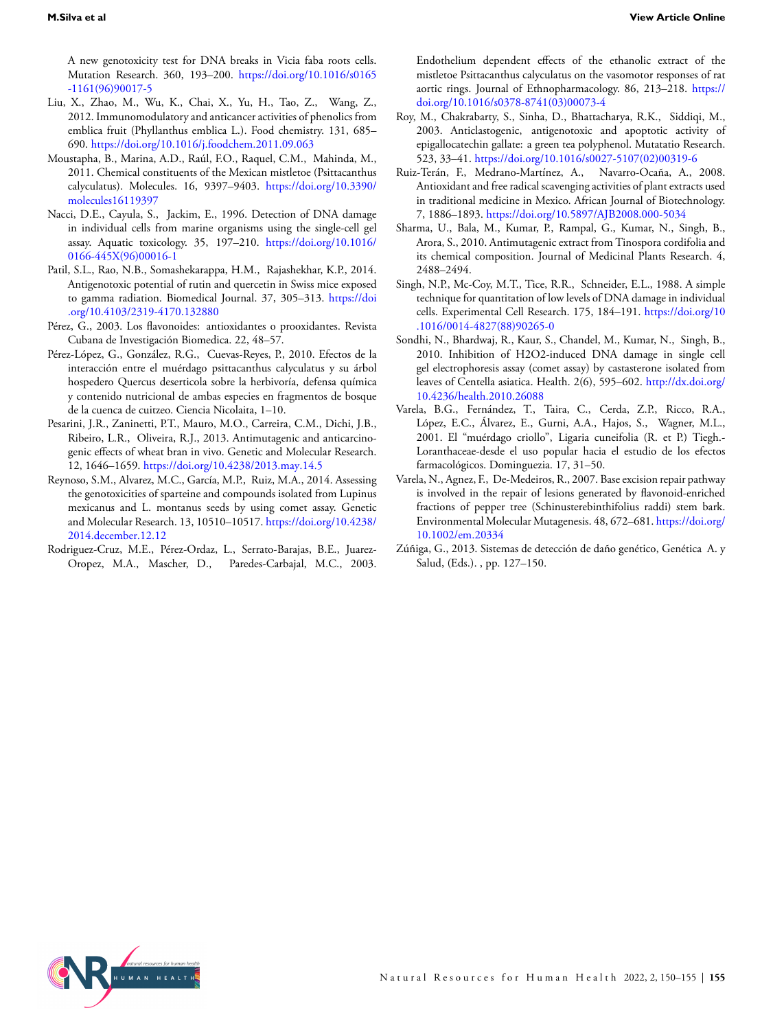A new genotoxicity test for DNA breaks in Vicia faba roots cells. Mutation Research. 360, 193–200. https://doi.org/10.1016/s0165-1161(96)90017-5

Liu, X., Zhao, M., Wu, K., Chai, X., Yu, H., Tao, Z., Wang, Z., 2012. Immunomodulatory and anticancer activities of phenolics from emblica fruit (Phyllanthus emblica L.). Food chemistry. 131, 685–690. https://doi.org/10.1016/j.foodchem.2011.09.063

Moustapha, B., Marina, A.D., Raúl, F.O., Raquel, C.M., Mahinda, M., 2011. Chemical constituents of the Mexican mistletoe (Psittacanthus calyculatus). Molecules. 16, 9397–9403. https://doi.org/10.3390/molecules16119397

Nacci, D.E., Cayula, S., Jackim, E., 1996. Detection of DNA damage in individual cells from marine organisms using the single-cell gel assay. Aquatic toxicology. 35, 197–210. https://doi.org/10.1016/0166-445X(96)00016-1

Patil, S.L., Rao, N.B., Somashekarappa, H.M., Rajashekhar, K.P., 2014. Antigenotoxic potential of rutin and quercetin in Swiss mice exposed to gamma radiation. Biomedical Journal. 37, 305–313. https://doi.org/10.4103/2319-4170.132880

Pérez, G., 2003. Los flavonoides: antioxidantes o prooxidantes. Revista Cubana de Investigación Biomedica. 22, 48–57.

Pérez-López, G., González, R.G., Cuevas-Reyes, P., 2010. Efectos de la interacción entre el muérdago psittacanthus calyculatus y su árbol hospedero Quercus deserticola sobre la herbivoría, defensa química y contenido nutricional de ambas especies en fragmentos de bosque de la cuenca de cuitzeo. Ciencia Nicolaita, 1–10.

Pesarini, J.R., Zaninetti, P.T., Mauro, M.O., Carreira, C.M., Dichi, J.B., Ribeiro, L.R., Oliveira, R.J., 2013. Antimutagenic and anticarcinogenic effects of wheat bran in vivo. Genetic and Molecular Research. 12, 1646–1659. https://doi.org/10.4238/2013.may.14.5

Reynoso, S.M., Alvarez, M.C., García, M.P., Ruiz, M.A., 2014. Assessing the genotoxicities of sparteine and compounds isolated from Lupinus mexicanus and L. montanus seeds by using comet assay. Genetic and Molecular Research. 13, 10510–10517. https://doi.org/10.4238/2014.december.12.12

Rodriguez-Cruz, M.E., Pérez-Ordaz, L., Serrato-Barajas, B.E., Juarez-Oropez, M.A., Mascher, D., Paredes-Carbajal, M.C., 2003. Endothelium dependent effects of the ethanolic extract of the mistletoe Psittacanthus calyculatus on the vasomotor responses of rat aortic rings. Journal of Ethnopharmacology. 86, 213–218. https://doi.org/10.1016/s0378-8741(03)00073-4

Roy, M., Chakrabarty, S., Sinha, D., Bhattacharya, R.K., Siddiqi, M., 2003. Anticlastogenic, antigenotoxic and apoptotic activity of epigallocatechin gallate: a green tea polyphenol. Mutatatio Research. 523, 33–41. https://doi.org/10.1016/s0027-5107(02)00319-6

Ruiz-Terán, F., Medrano-Martínez, A., Navarro-Ocaña, A., 2008. Antioxidant and free radical scavenging activities of plant extracts used in traditional medicine in Mexico. African Journal of Biotechnology. 7, 1886–1893. https://doi.org/10.5897/AJB2008.000-5034

Sharma, U., Bala, M., Kumar, P., Rampal, G., Kumar, N., Singh, B., Arora, S., 2010. Antimutagenic extract from Tinospora cordifolia and its chemical composition. Journal of Medicinal Plants Research. 4, 2488–2494.

Singh, N.P., Mc-Coy, M.T., Tice, R.R., Schneider, E.L., 1988. A simple technique for quantitation of low levels of DNA damage in individual cells. Experimental Cell Research. 175, 184–191. https://doi.org/10.1016/0014-4827(88)90265-0

Sondhi, N., Bhardwaj, R., Kaur, S., Chandel, M., Kumar, N., Singh, B., 2010. Inhibition of H2O2-induced DNA damage in single cell gel electrophoresis assay (comet assay) by castasterone isolated from leaves of Centella asiatica. Health. 2(6), 595–602. http://dx.doi.org/10.4236/health.2010.26088

Varela, B.G., Fernández, T., Taira, C., Cerda, Z.P., Ricco, R.A., López, E.C., Álvarez, E., Gurni, A.A., Hajos, S., Wagner, M.L., 2001. El "muérdago criollo", Ligaria cuneifolia (R. et P.) Tiegh.-Loranthaceae-desde el uso popular hacia el estudio de los efectos farmacológicos. Dominguezia. 17, 31–50.

Varela, N., Agnez, F., De-Medeiros, R., 2007. Base excision repair pathway is involved in the repair of lesions generated by flavonoid-enriched fractions of pepper tree (Schinusterebinthifolius raddi) stem bark. Environmental Molecular Mutagenesis. 48, 672–681. https://doi.org/10.1002/em.20334

Zúñiga, G., 2013. Sistemas de detección de daño genético, Genética A. y Salud, (Eds.). , pp. 127–150.